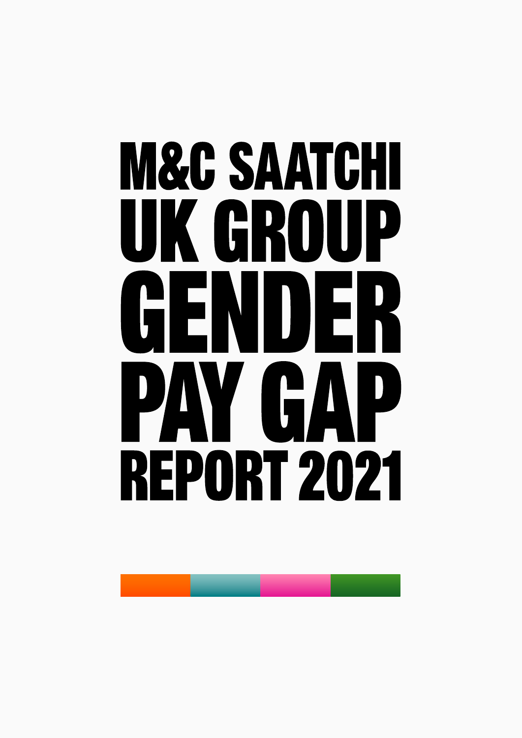# M&C SAATCHI UK GROUP GENDER PAY GAP REPORT 2021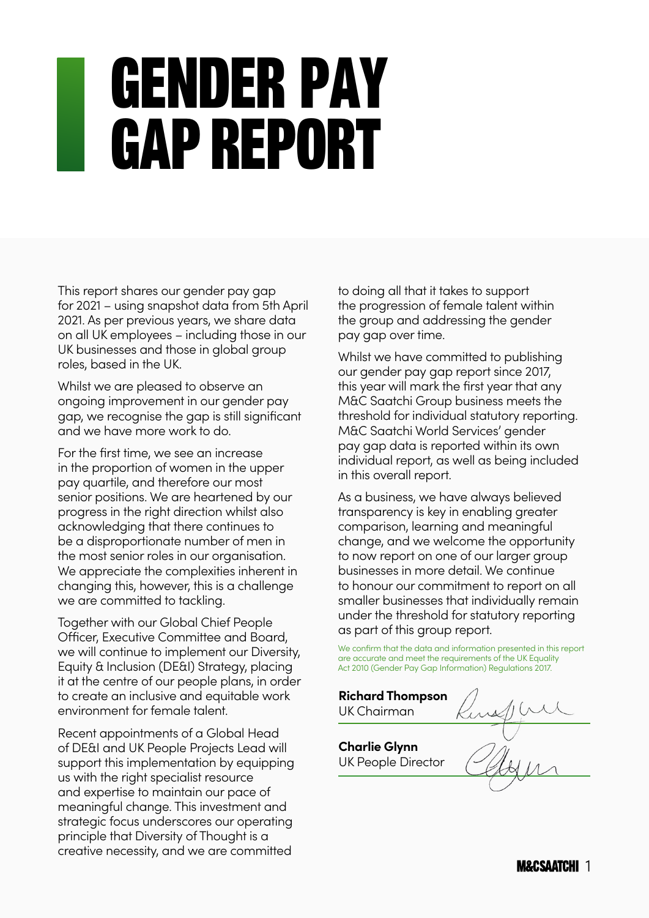# GENDER PAY GAP REPORT

This report shares our gender pay gap for 2021 – using snapshot data from 5th April 2021. As per previous years, we share data on all UK employees – including those in our UK businesses and those in global group roles, based in the UK.

Whilst we are pleased to observe an ongoing improvement in our gender pay gap, we recognise the gap is still significant and we have more work to do.

For the first time, we see an increase in the proportion of women in the upper pay quartile, and therefore our most senior positions. We are heartened by our progress in the right direction whilst also acknowledging that there continues to be a disproportionate number of men in the most senior roles in our organisation. We appreciate the complexities inherent in changing this, however, this is a challenge we are committed to tackling.

Together with our Global Chief People Officer, Executive Committee and Board, we will continue to implement our Diversity, Equity & Inclusion (DE&I) Strategy, placing it at the centre of our people plans, in order to create an inclusive and equitable work environment for female talent.

Recent appointments of a Global Head of DE&I and UK People Projects Lead will support this implementation by equipping us with the right specialist resource and expertise to maintain our pace of meaningful change. This investment and strategic focus underscores our operating principle that Diversity of Thought is a creative necessity, and we are committed to doing all that it takes to support the progression of female talent within the group and addressing the gender pay gap over time.

Whilst we have committed to publishing our gender pay gap report since 2017, this year will mark the first year that any M&C Saatchi Group business meets the threshold for individual statutory reporting. M&C Saatchi World Services' gender pay gap data is reported within its own individual report, as well as being included in this overall report.

As a business, we have always believed transparency is key in enabling greater comparison, learning and meaningful change, and we welcome the opportunity to now report on one of our larger group businesses in more detail. We continue to honour our commitment to report on all smaller businesses that individually remain under the threshold for statutory reporting as part of this group report.

We confirm that the data and information presented in this report are accurate and meet the requirements of the UK Equality Act 2010 (Gender Pay Gap Information) Regulations 2017.

**Richard Thompson**
UK Chairman

**Charlie Glynn**
UK People Director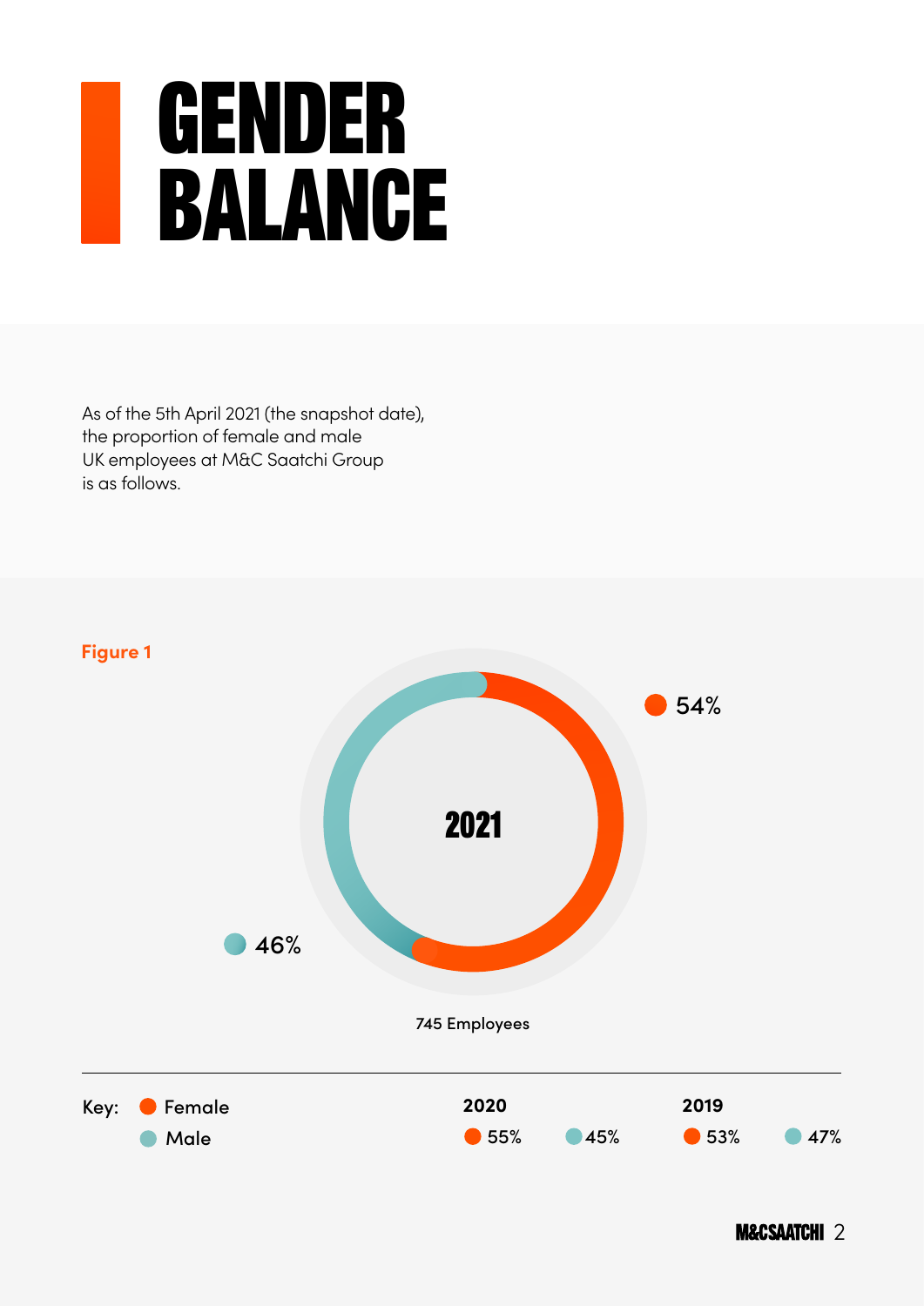# GENDER BALANCE

As of the 5th April 2021 (the snapshot date), the proportion of female and male UK employees at M&C Saatchi Group is as follows.

**Figure 1**

2021

- Female: 54%
- Male: 46%

745 Employees

Key: Female, Male

| Year | Female | Male |
| --- | --- | --- |
| 2020 | 55% | 45% |
| 2019 | 53% | 47% |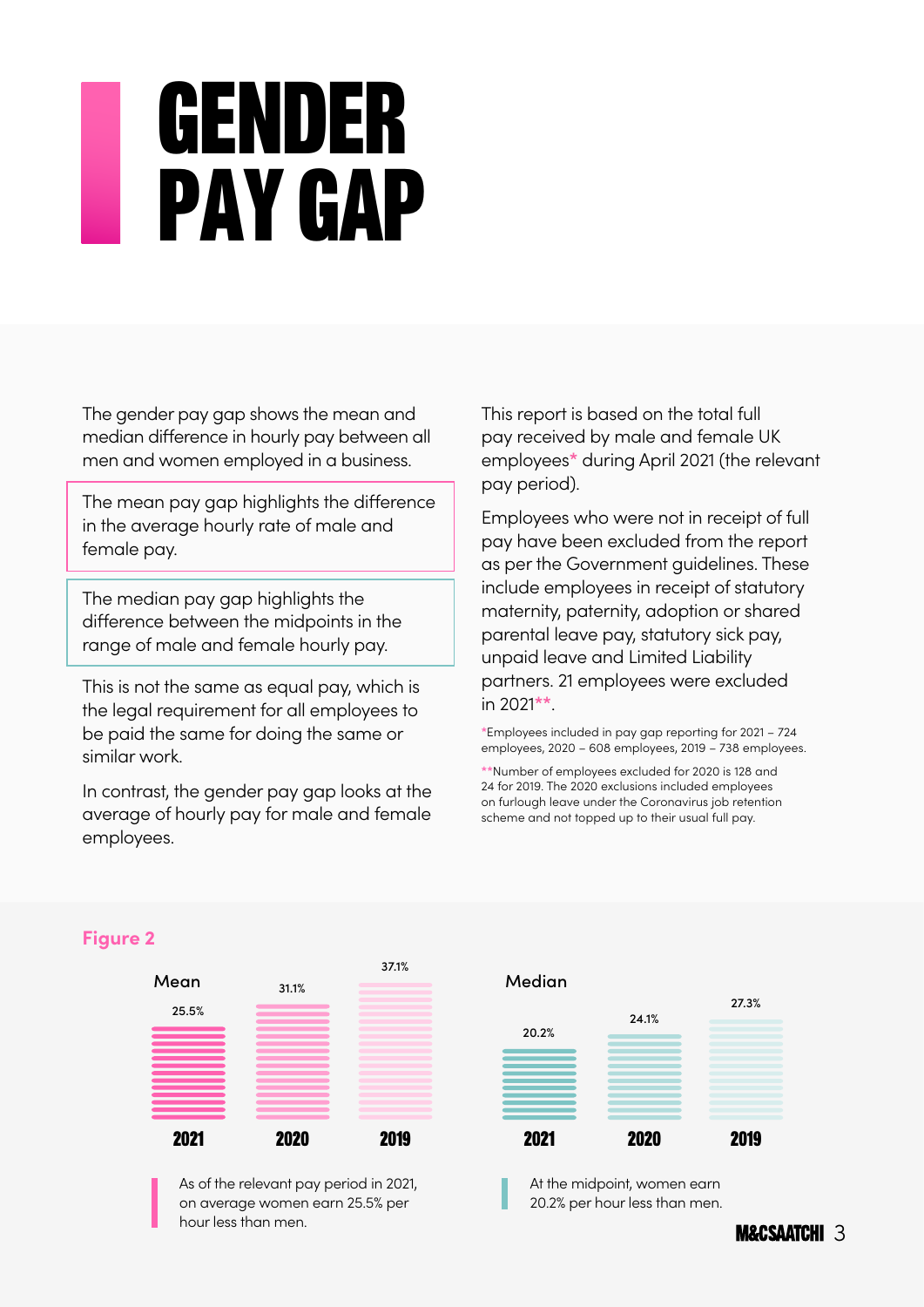# GENDER PAY GAP

The gender pay gap shows the mean and median difference in hourly pay between all men and women employed in a business.

The mean pay gap highlights the difference in the average hourly rate of male and female pay.

The median pay gap highlights the difference between the midpoints in the range of male and female hourly pay.

This is not the same as equal pay, which is the legal requirement for all employees to be paid the same for doing the same or similar work.

In contrast, the gender pay gap looks at the average of hourly pay for male and female employees.

This report is based on the total full pay received by male and female UK employees* during April 2021 (the relevant pay period).

Employees who were not in receipt of full pay have been excluded from the report as per the Government guidelines. These include employees in receipt of statutory maternity, paternity, adoption or shared parental leave pay, statutory sick pay, unpaid leave and Limited Liability partners. 21 employees were excluded in 2021**.

*Employees included in pay gap reporting for 2021 – 724 employees, 2020 – 608 employees, 2019 – 738 employees.

**Number of employees excluded for 2020 is 128 and 24 for 2019. The 2020 exclusions included employees on furlough leave under the Coronavirus job retention scheme and not topped up to their usual full pay.

**Figure 2**

| | 2021 | 2020 | 2019 |
|---|---|---|---|
| Mean | 25.5% | 31.1% | 37.1% |
| Median | 20.2% | 24.1% | 27.3% |

As of the relevant pay period in 2021, on average women earn 25.5% per hour less than men.

At the midpoint, women earn 20.2% per hour less than men.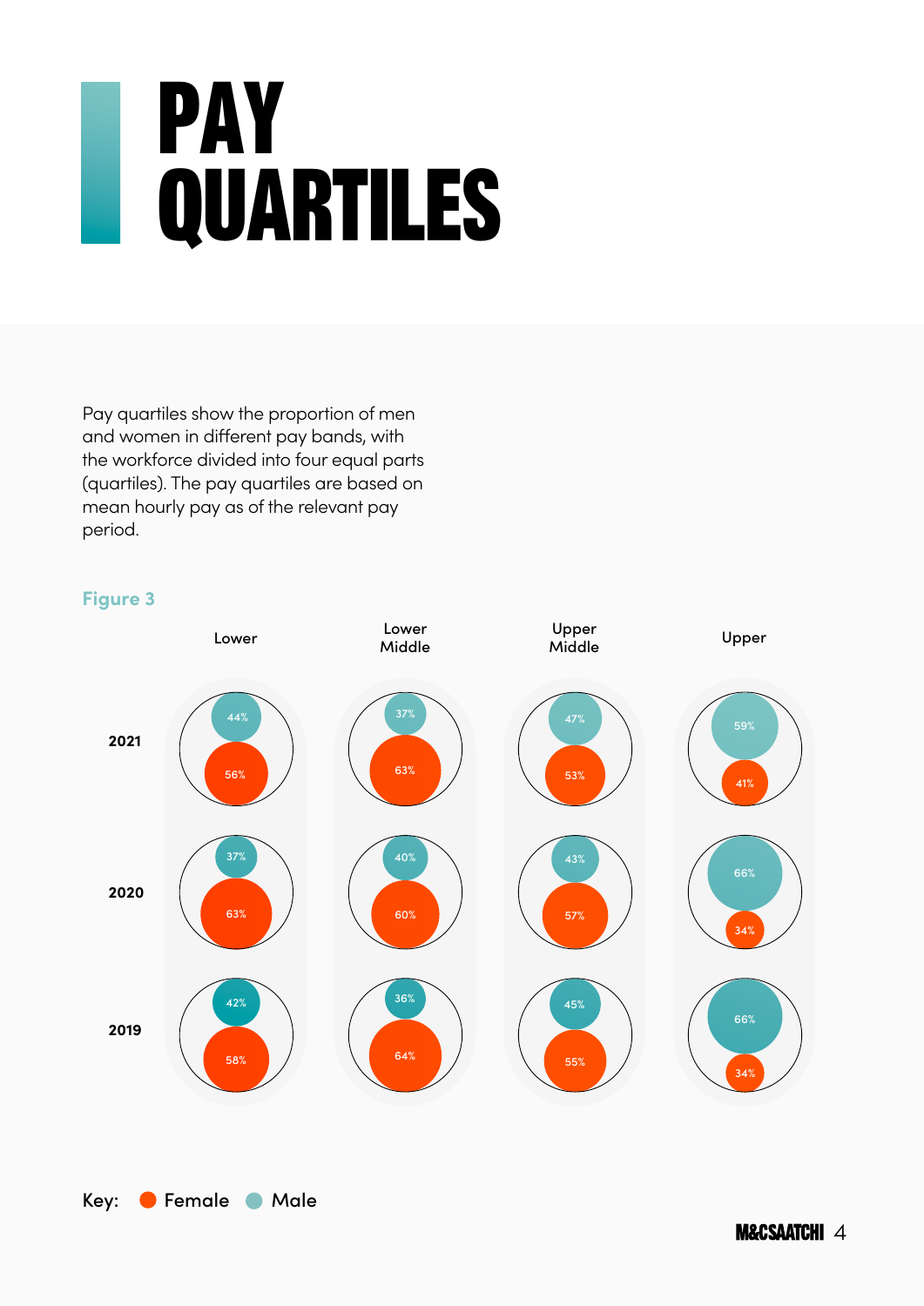# PAY QUARTILES

Pay quartiles show the proportion of men and women in different pay bands, with the workforce divided into four equal parts (quartiles). The pay quartiles are based on mean hourly pay as of the relevant pay period.

**Figure 3**

| | Lower | | Lower Middle | | Upper Middle | | Upper | |
|---|---|---|---|---|---|---|---|---|
| | Male | Female | Male | Female | Male | Female | Male | Female |
| **2021** | 44% | 56% | 37% | 63% | 47% | 53% | 59% | 41% |
| **2020** | 37% | 63% | 40% | 60% | 43% | 57% | 66% | 34% |
| **2019** | 42% | 58% | 36% | 64% | 45% | 55% | 66% | 34% |

Key: Female, Male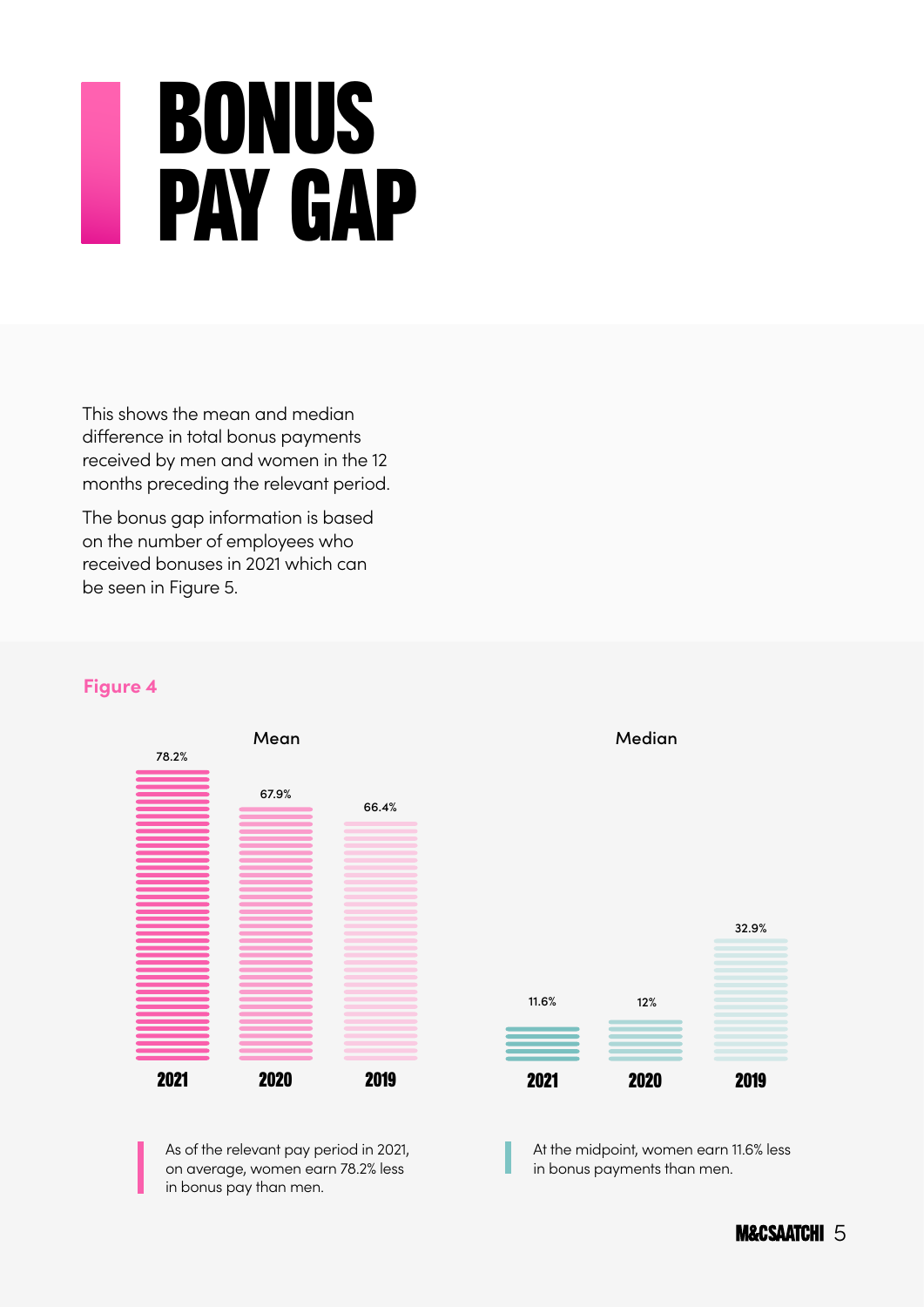# BONUS PAY GAP

This shows the mean and median difference in total bonus payments received by men and women in the 12 months preceding the relevant period.

The bonus gap information is based on the number of employees who received bonuses in 2021 which can be seen in Figure 5.

**Figure 4**

**Mean**

| Year | Mean |
| --- | --- |
| 2021 | 78.2% |
| 2020 | 67.9% |
| 2019 | 66.4% |

**Median**

| Year | Median |
| --- | --- |
| 2021 | 11.6% |
| 2020 | 12% |
| 2019 | 32.9% |

As of the relevant pay period in 2021, on average, women earn 78.2% less in bonus pay than men.

At the midpoint, women earn 11.6% less in bonus payments than men.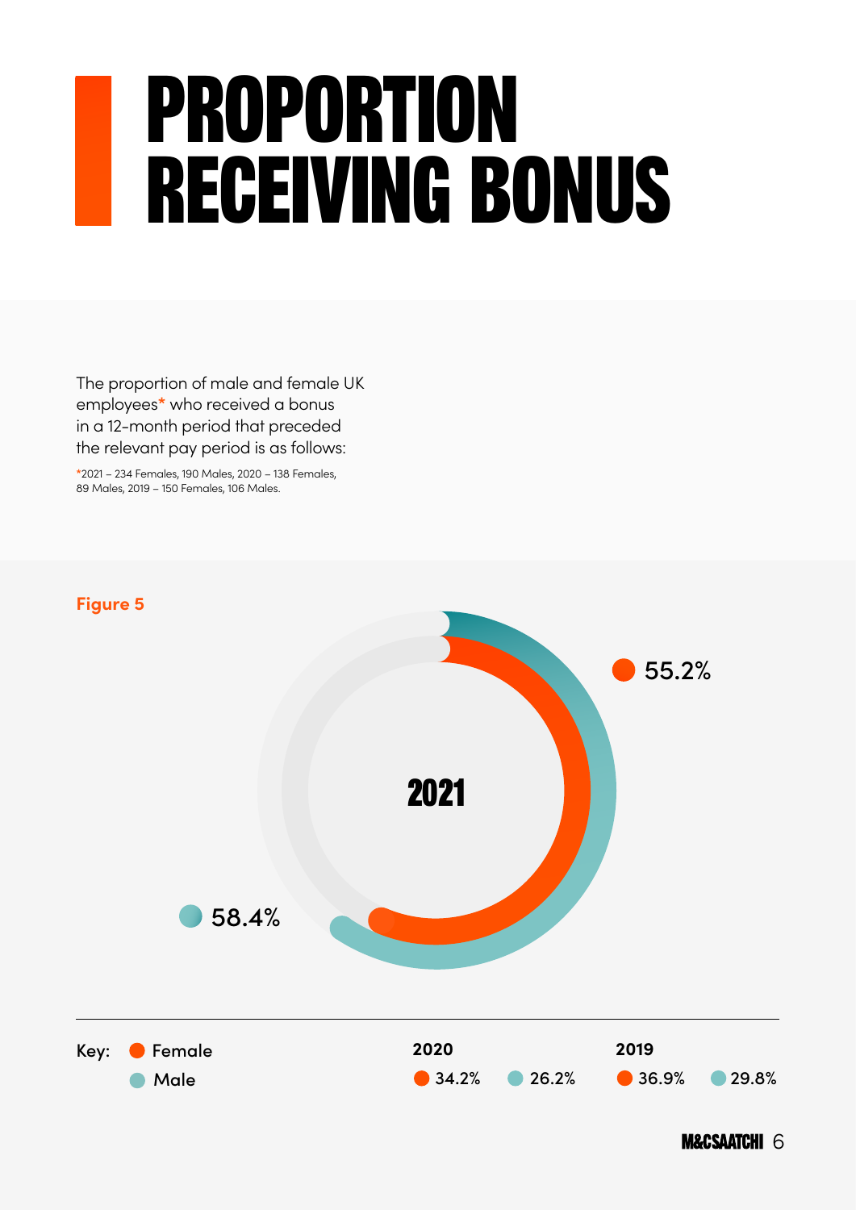# PROPORTION RECEIVING BONUS

The proportion of male and female UK employees* who received a bonus in a 12-month period that preceded the relevant pay period is as follows:

*2021 – 234 Females, 190 Males, 2020 – 138 Females, 89 Males, 2019 – 150 Females, 106 Males.

**Figure 5**

2021

Female: 55.2%

Male: 58.4%

Key: Female, Male

| Year | Female | Male |
|---|---|---|
| 2021 | 55.2% | 58.4% |
| 2020 | 34.2% | 26.2% |
| 2019 | 36.9% | 29.8% |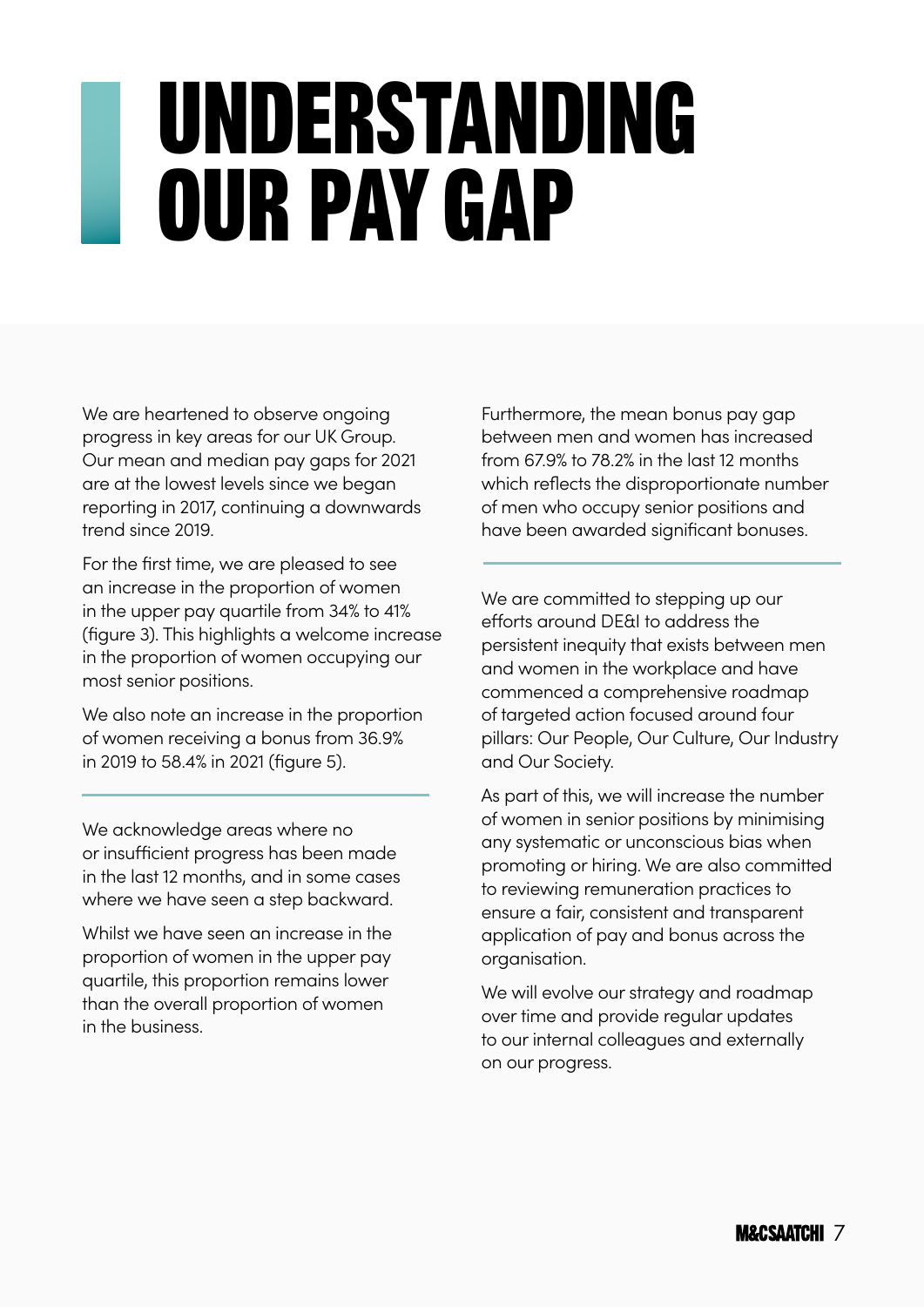# UNDERSTANDING OUR PAY GAP

We are heartened to observe ongoing progress in key areas for our UK Group. Our mean and median pay gaps for 2021 are at the lowest levels since we began reporting in 2017, continuing a downwards trend since 2019.

For the first time, we are pleased to see an increase in the proportion of women in the upper pay quartile from 34% to 41% (figure 3). This highlights a welcome increase in the proportion of women occupying our most senior positions.

We also note an increase in the proportion of women receiving a bonus from 36.9% in 2019 to 58.4% in 2021 (figure 5).

---

We acknowledge areas where no or insufficient progress has been made in the last 12 months, and in some cases where we have seen a step backward.

Whilst we have seen an increase in the proportion of women in the upper pay quartile, this proportion remains lower than the overall proportion of women in the business.

Furthermore, the mean bonus pay gap between men and women has increased from 67.9% to 78.2% in the last 12 months which reflects the disproportionate number of men who occupy senior positions and have been awarded significant bonuses.

---

We are committed to stepping up our efforts around DE&I to address the persistent inequity that exists between men and women in the workplace and have commenced a comprehensive roadmap of targeted action focused around four pillars: Our People, Our Culture, Our Industry and Our Society.

As part of this, we will increase the number of women in senior positions by minimising any systematic or unconscious bias when promoting or hiring. We are also committed to reviewing remuneration practices to ensure a fair, consistent and transparent application of pay and bonus across the organisation.

We will evolve our strategy and roadmap over time and provide regular updates to our internal colleagues and externally on our progress.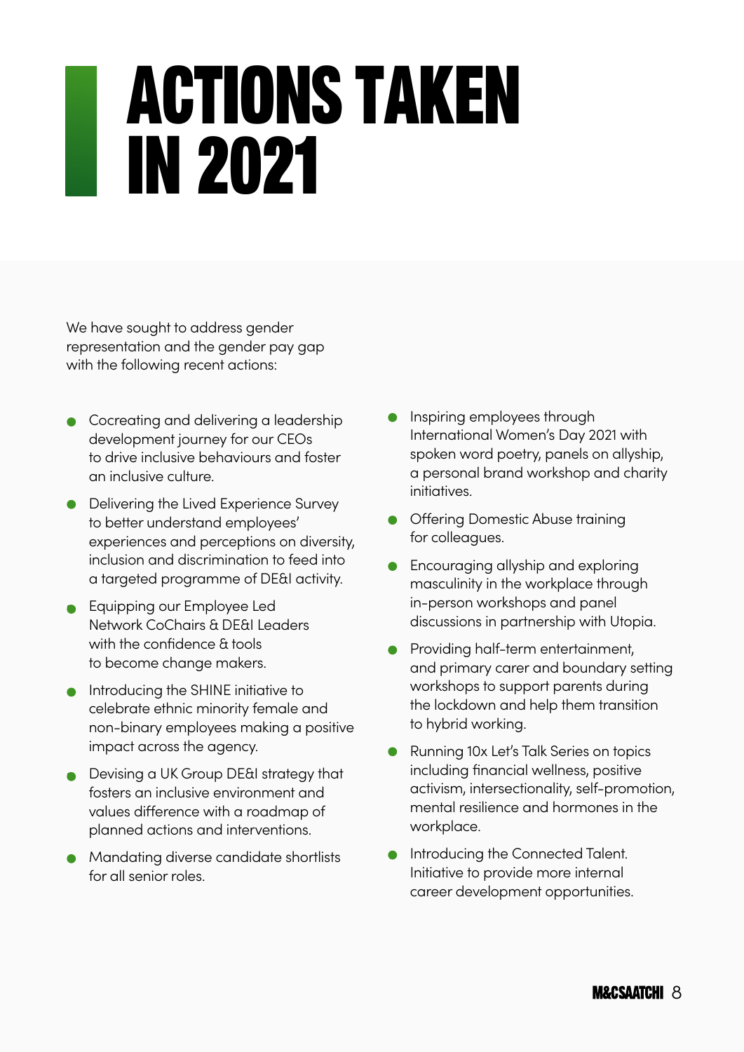# ACTIONS TAKEN IN 2021

We have sought to address gender representation and the gender pay gap with the following recent actions:

- Cocreating and delivering a leadership development journey for our CEOs to drive inclusive behaviours and foster an inclusive culture.
- Delivering the Lived Experience Survey to better understand employees' experiences and perceptions on diversity, inclusion and discrimination to feed into a targeted programme of DE&I activity.
- Equipping our Employee Led Network CoChairs & DE&I Leaders with the confidence & tools to become change makers.
- Introducing the SHINE initiative to celebrate ethnic minority female and non-binary employees making a positive impact across the agency.
- Devising a UK Group DE&I strategy that fosters an inclusive environment and values difference with a roadmap of planned actions and interventions.
- Mandating diverse candidate shortlists for all senior roles.
- Inspiring employees through International Women's Day 2021 with spoken word poetry, panels on allyship, a personal brand workshop and charity initiatives.
- Offering Domestic Abuse training for colleagues.
- Encouraging allyship and exploring masculinity in the workplace through in-person workshops and panel discussions in partnership with Utopia.
- Providing half-term entertainment, and primary carer and boundary setting workshops to support parents during the lockdown and help them transition to hybrid working.
- Running 10x Let's Talk Series on topics including financial wellness, positive activism, intersectionality, self-promotion, mental resilience and hormones in the workplace.
- Introducing the Connected Talent. Initiative to provide more internal career development opportunities.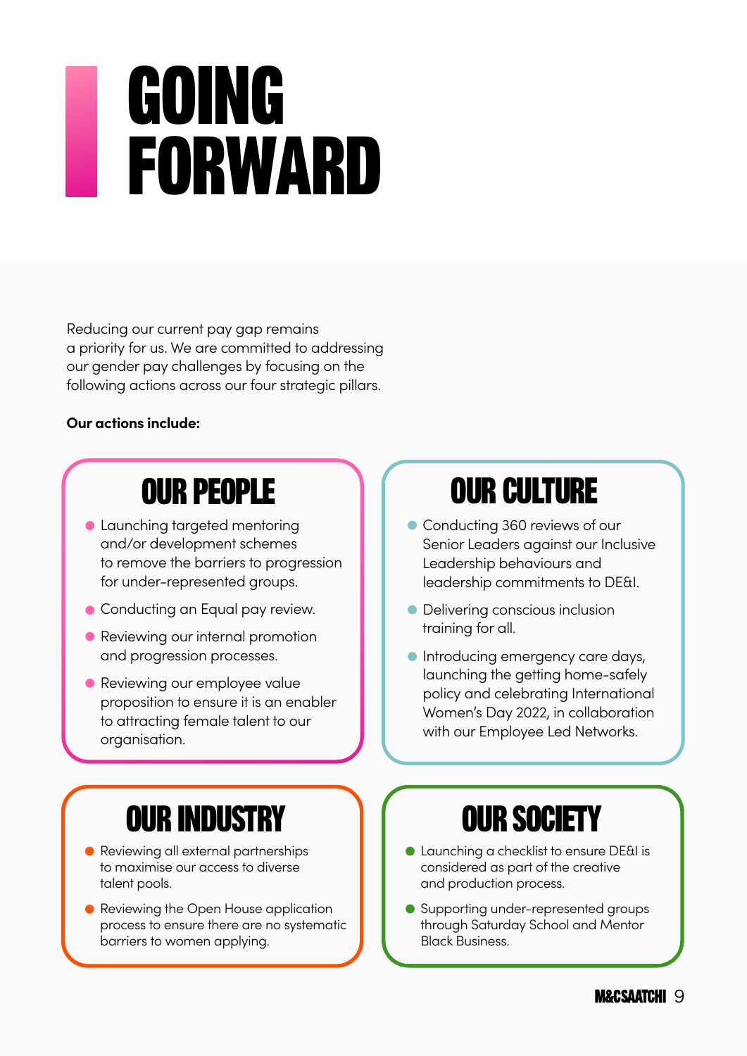# GOING FORWARD

Reducing our current pay gap remains a priority for us. We are committed to addressing our gender pay challenges by focusing on the following actions across our four strategic pillars.

**Our actions include:**

## OUR PEOPLE

- Launching targeted mentoring and/or development schemes to remove the barriers to progression for under-represented groups.
- Conducting an Equal pay review.
- Reviewing our internal promotion and progression processes.
- Reviewing our employee value proposition to ensure it is an enabler to attracting female talent to our organisation.

## OUR CULTURE

- Conducting 360 reviews of our Senior Leaders against our Inclusive Leadership behaviours and leadership commitments to DE&I.
- Delivering conscious inclusion training for all.
- Introducing emergency care days, launching the getting home-safely policy and celebrating International Women's Day 2022, in collaboration with our Employee Led Networks.

## OUR INDUSTRY

- Reviewing all external partnerships to maximise our access to diverse talent pools.
- Reviewing the Open House application process to ensure there are no systematic barriers to women applying.

## OUR SOCIETY

- Launching a checklist to ensure DE&I is considered as part of the creative and production process.
- Supporting under-represented groups through Saturday School and Mentor Black Business.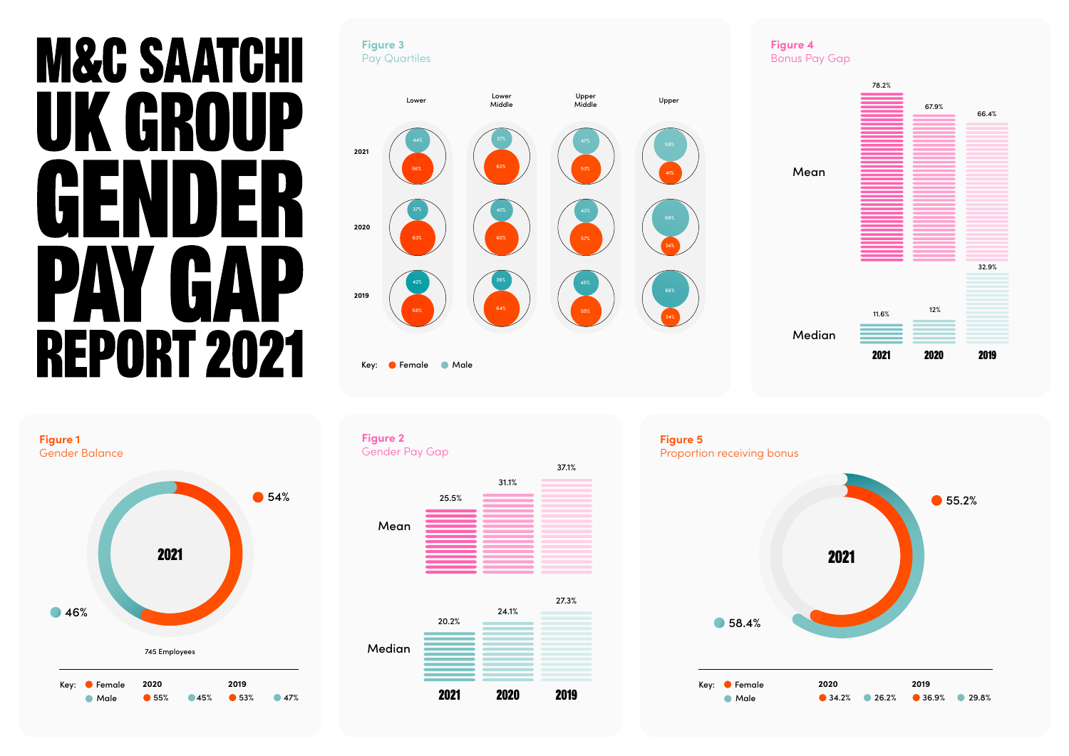# M&C SAATCHI UK GROUP GENDER PAY GAP REPORT 2021

**Figure 3**
Pay Quartiles

Lower
Lower Middle
Upper Middle
Upper

2021
44%
56%
37%
63%
47%
53%
59%
41%

2020
37%
63%
40%
60%
43%
57%
66%
34%

2019
42%
58%
36%
64%
45%
55%
66%
34%

Key: Female Male

**Figure 4**
Bonus Pay Gap

Mean
78.2%
67.9%
66.4%

Median
11.6%
12%
32.9%

2021 2020 2019

**Figure 1**
Gender Balance

2021
54%
46%
745 Employees

Key: Female Male
2020: 55% 45%
2019: 53% 47%

**Figure 2**
Gender Pay Gap

Mean
25.5%
31.1%
37.1%

Median
20.2%
24.1%
27.3%

2021 2020 2019

**Figure 5**
Proportion receiving bonus

2021
55.2%
58.4%

Key: Female Male
2020: 34.2% 26.2%
2019: 36.9% 29.8%